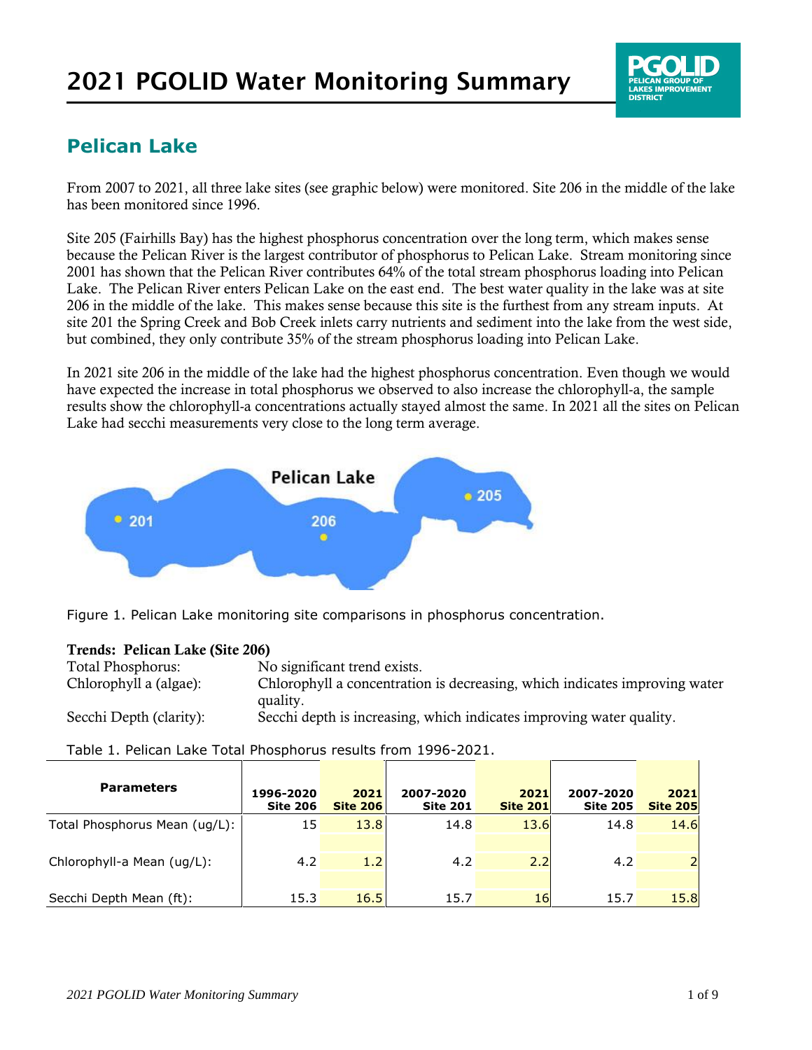# 2021 PGOLID Water Monitoring Summary

## Pelican Lake

From 2007 to 2021, all three lake sites (see graphic below) were monitored. Site 206 in the middle of the lake has been monitored since 1996.

Site 205 (Fairhills Bay) has the highest phosphorus concentration over the long term, which makes sense because the Pelican River is the largest contributor of phosphorus to Pelican Lake. Stream monitoring since 2001 has shown that the Pelican River contributes 64% of the total stream phosphorus loading into Pelican Lake. The Pelican River enters Pelican Lake on the east end. The best water quality in the lake was at site 206 in the middle of the lake. This makes sense because this site is the furthest from any stream inputs. At site 201 the Spring Creek and Bob Creek inlets carry nutrients and sediment into the lake from the west side, but combined, they only contribute 35% of the stream phosphorus loading into Pelican Lake.

In 2021 site 206 in the middle of the lake had the highest phosphorus concentration. Even though we would have expected the increase in total phosphorus we observed to also increase the chlorophyll-a, the sample results show the chlorophyll-a concentrations actually stayed almost the same. In 2021 all the sites on Pelican Lake had secchi measurements very close to the long term average.

Figure 1. Pelican Lake monitoring site comparisons in phosphorus concentration.

**Trends: Pelican Lake (Site 206)**

| | |
|---|---|
| Total Phosphorus: | No significant trend exists. |
| Chlorophyll a (algae): | Chlorophyll a concentration is decreasing, which indicates improving water quality. |
| Secchi Depth (clarity): | Secchi depth is increasing, which indicates improving water quality. |

Table 1. Pelican Lake Total Phosphorus results from 1996-2021.

| Parameters | 1996-2020 Site 206 | 2021 Site 206 | 2007-2020 Site 201 | 2021 Site 201 | 2007-2020 Site 205 | 2021 Site 205 |
|---|---|---|---|---|---|---|
| Total Phosphorus Mean (ug/L): | 15 | 13.8 | 14.8 | 13.6 | 14.8 | 14.6 |
| Chlorophyll-a Mean (ug/L): | 4.2 | 1.2 | 4.2 | 2.2 | 4.2 | 2 |
| Secchi Depth Mean (ft): | 15.3 | 16.5 | 15.7 | 16 | 15.7 | 15.8 |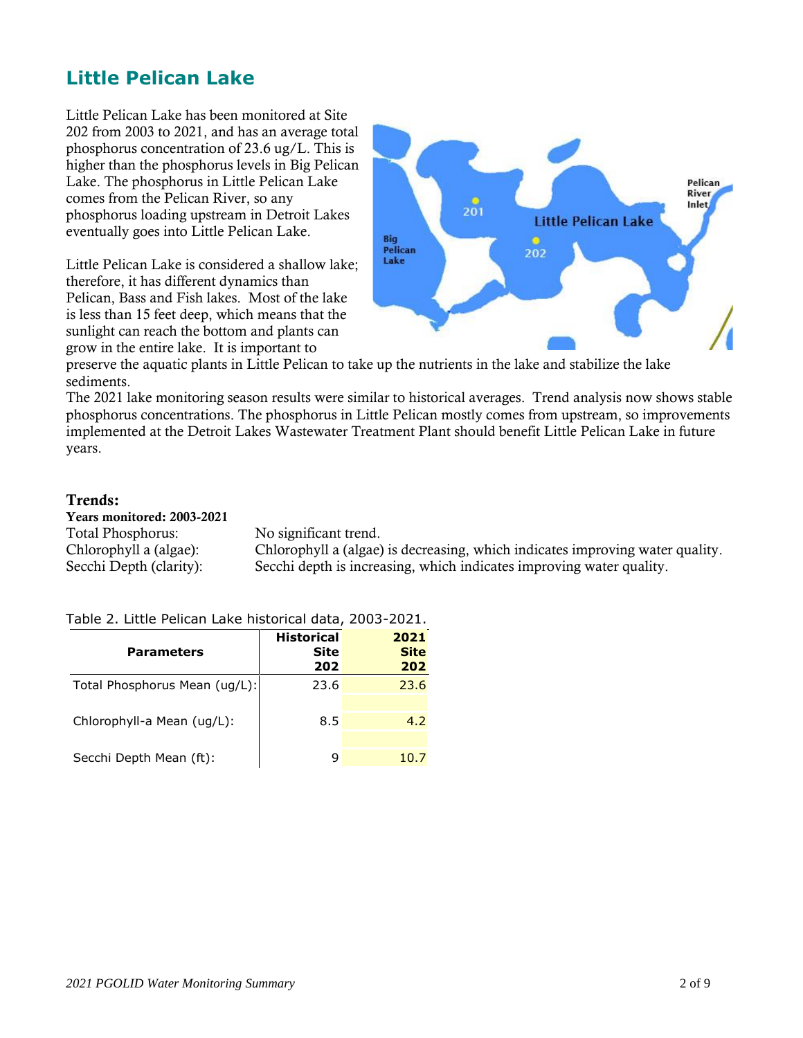## Little Pelican Lake

Little Pelican Lake has been monitored at Site 202 from 2003 to 2021, and has an average total phosphorus concentration of 23.6 ug/L. This is higher than the phosphorus levels in Big Pelican Lake. The phosphorus in Little Pelican Lake comes from the Pelican River, so any phosphorus loading upstream in Detroit Lakes eventually goes into Little Pelican Lake.

Little Pelican Lake is considered a shallow lake; therefore, it has different dynamics than Pelican, Bass and Fish lakes. Most of the lake is less than 15 feet deep, which means that the sunlight can reach the bottom and plants can grow in the entire lake. It is important to preserve the aquatic plants in Little Pelican to take up the nutrients in the lake and stabilize the lake sediments.

The 2021 lake monitoring season results were similar to historical averages. Trend analysis now shows stable phosphorus concentrations. The phosphorus in Little Pelican mostly comes from upstream, so improvements implemented at the Detroit Lakes Wastewater Treatment Plant should benefit Little Pelican Lake in future years.

### Trends:

**Years monitored: 2003-2021**

Total Phosphorus: No significant trend.

Chlorophyll a (algae): Chlorophyll a (algae) is decreasing, which indicates improving water quality.

Secchi Depth (clarity): Secchi depth is increasing, which indicates improving water quality.

Table 2. Little Pelican Lake historical data, 2003-2021.

| Parameters | Historical Site 202 | 2021 Site 202 |
|---|---|---|
| Total Phosphorus Mean (ug/L): | 23.6 | 23.6 |
| Chlorophyll-a Mean (ug/L): | 8.5 | 4.2 |
| Secchi Depth Mean (ft): | 9 | 10.7 |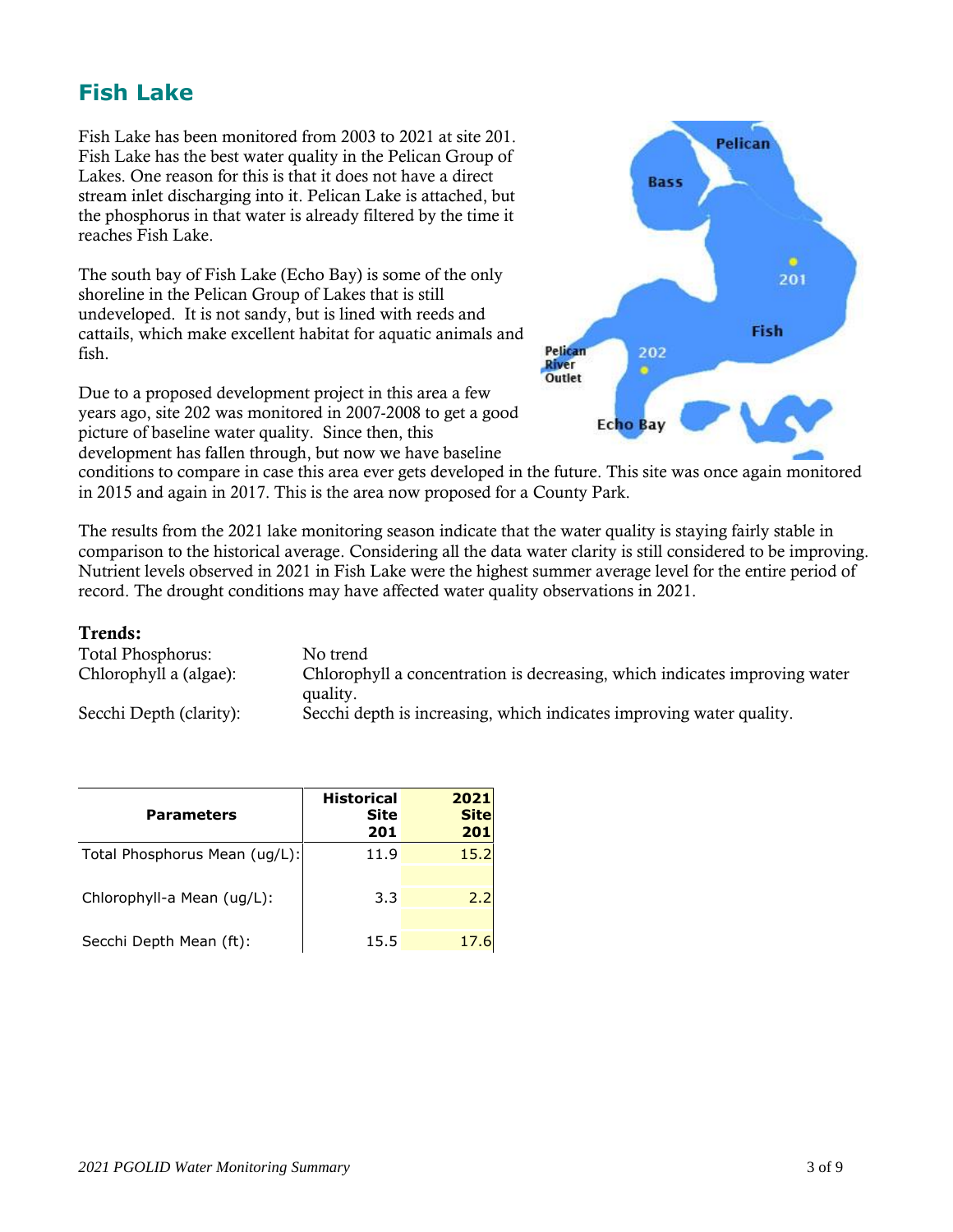# Fish Lake

Fish Lake has been monitored from 2003 to 2021 at site 201. Fish Lake has the best water quality in the Pelican Group of Lakes. One reason for this is that it does not have a direct stream inlet discharging into it. Pelican Lake is attached, but the phosphorus in that water is already filtered by the time it reaches Fish Lake.

The south bay of Fish Lake (Echo Bay) is some of the only shoreline in the Pelican Group of Lakes that is still undeveloped. It is not sandy, but is lined with reeds and cattails, which make excellent habitat for aquatic animals and fish.

Due to a proposed development project in this area a few years ago, site 202 was monitored in 2007-2008 to get a good picture of baseline water quality. Since then, this development has fallen through, but now we have baseline conditions to compare in case this area ever gets developed in the future. This site was once again monitored in 2015 and again in 2017. This is the area now proposed for a County Park.

The results from the 2021 lake monitoring season indicate that the water quality is staying fairly stable in comparison to the historical average. Considering all the data water clarity is still considered to be improving. Nutrient levels observed in 2021 in Fish Lake were the highest summer average level for the entire period of record. The drought conditions may have affected water quality observations in 2021.

### Trends:

| | |
|---|---|
| Total Phosphorus: | No trend |
| Chlorophyll a (algae): | Chlorophyll a concentration is decreasing, which indicates improving water quality. |
| Secchi Depth (clarity): | Secchi depth is increasing, which indicates improving water quality. |

| Parameters | Historical Site 201 | 2021 Site 201 |
|---|---|---|
| Total Phosphorus Mean (ug/L): | 11.9 | 15.2 |
| Chlorophyll-a Mean (ug/L): | 3.3 | 2.2 |
| Secchi Depth Mean (ft): | 15.5 | 17.6 |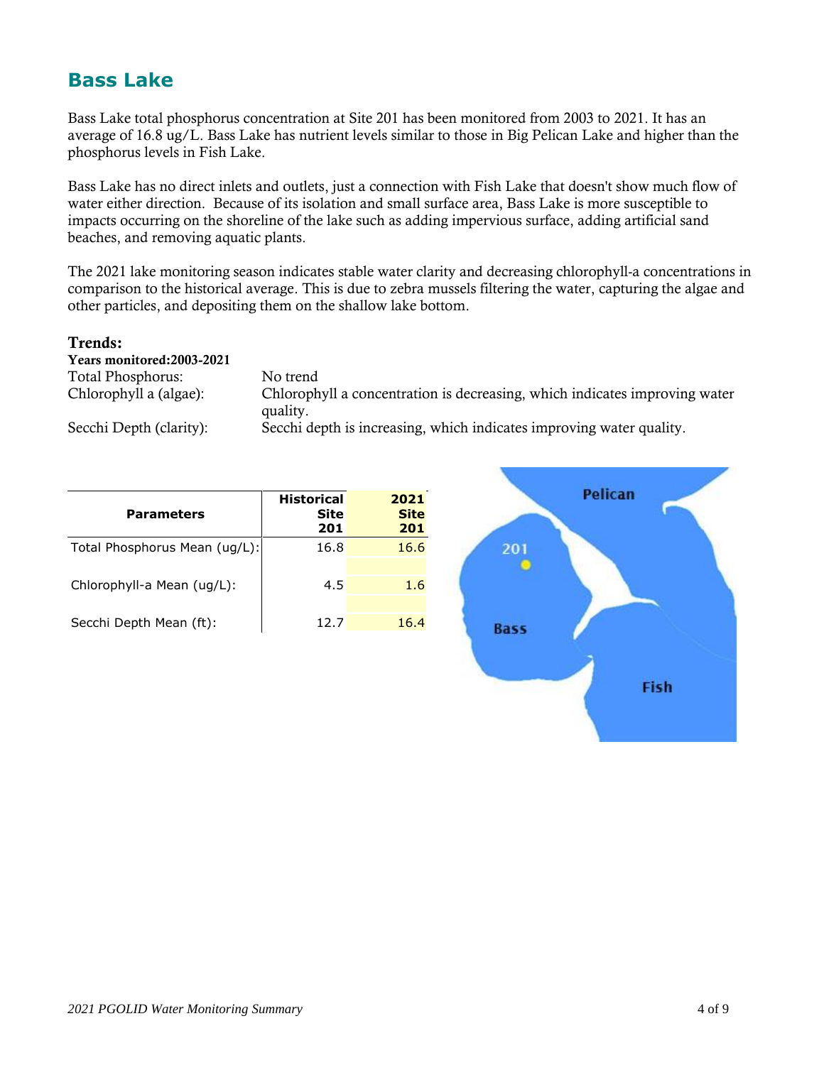# Bass Lake

Bass Lake total phosphorus concentration at Site 201 has been monitored from 2003 to 2021. It has an average of 16.8 ug/L. Bass Lake has nutrient levels similar to those in Big Pelican Lake and higher than the phosphorus levels in Fish Lake.

Bass Lake has no direct inlets and outlets, just a connection with Fish Lake that doesn't show much flow of water either direction. Because of its isolation and small surface area, Bass Lake is more susceptible to impacts occurring on the shoreline of the lake such as adding impervious surface, adding artificial sand beaches, and removing aquatic plants.

The 2021 lake monitoring season indicates stable water clarity and decreasing chlorophyll-a concentrations in comparison to the historical average. This is due to zebra mussels filtering the water, capturing the algae and other particles, and depositing them on the shallow lake bottom.

## Trends:

**Years monitored:2003-2021**

Total Phosphorus: No trend

Chlorophyll a (algae): Chlorophyll a concentration is decreasing, which indicates improving water quality.

Secchi Depth (clarity): Secchi depth is increasing, which indicates improving water quality.

| Parameters | Historical Site 201 | 2021 Site 201 |
|---|---|---|
| Total Phosphorus Mean (ug/L): | 16.8 | 16.6 |
| Chlorophyll-a Mean (ug/L): | 4.5 | 1.6 |
| Secchi Depth Mean (ft): | 12.7 | 16.4 |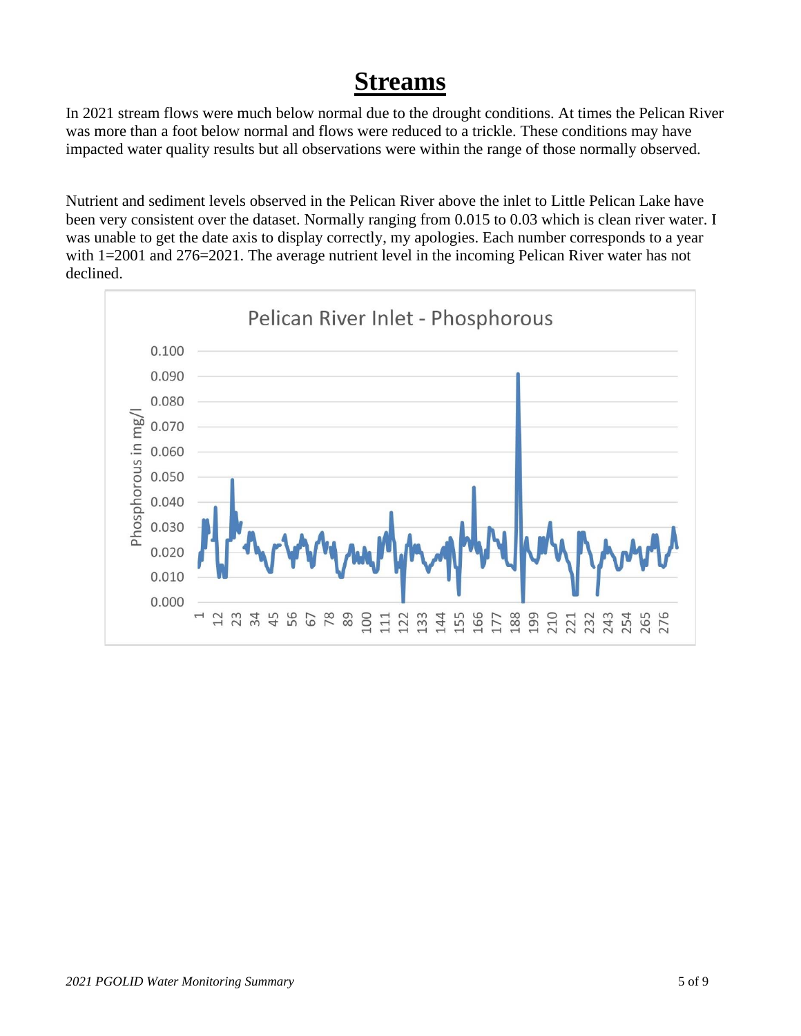# Streams

In 2021 stream flows were much below normal due to the drought conditions. At times the Pelican River was more than a foot below normal and flows were reduced to a trickle. These conditions may have impacted water quality results but all observations were within the range of those normally observed.

Nutrient and sediment levels observed in the Pelican River above the inlet to Little Pelican Lake have been very consistent over the dataset. Normally ranging from 0.015 to 0.03 which is clean river water. I was unable to get the date axis to display correctly, my apologies. Each number corresponds to a year with 1=2001 and 276=2021. The average nutrient level in the incoming Pelican River water has not declined.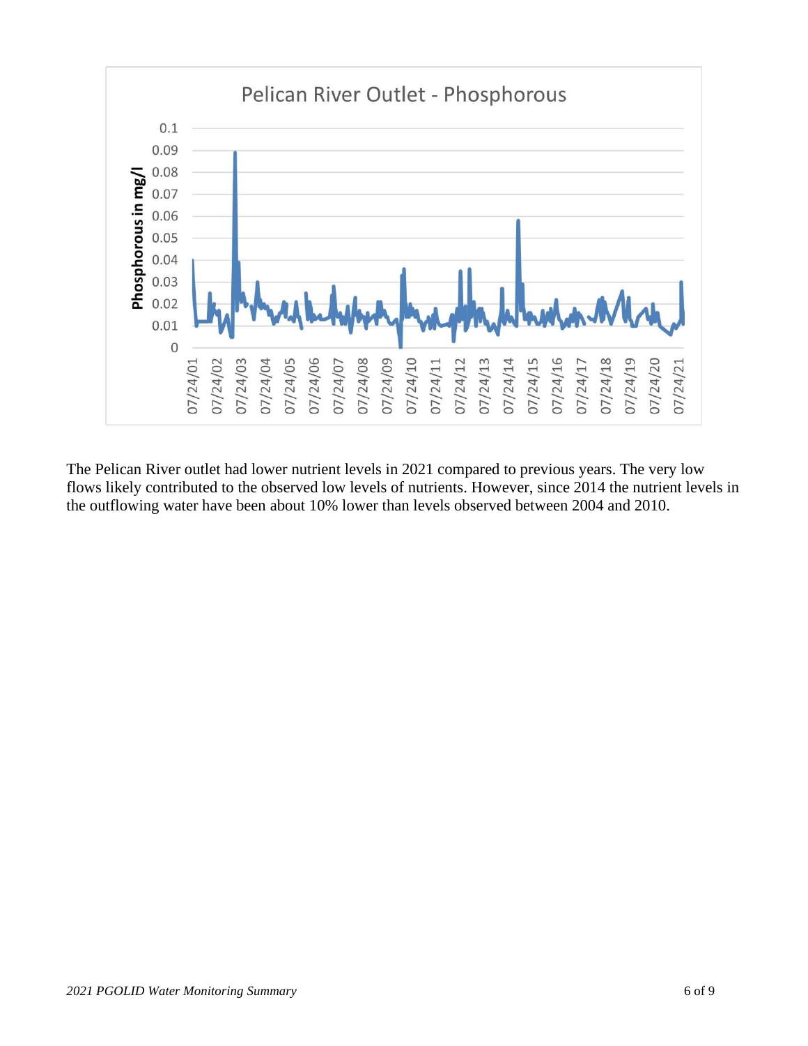The Pelican River outlet had lower nutrient levels in 2021 compared to previous years. The very low flows likely contributed to the observed low levels of nutrients. However, since 2014 the nutrient levels in the outflowing water have been about 10% lower than levels observed between 2004 and 2010.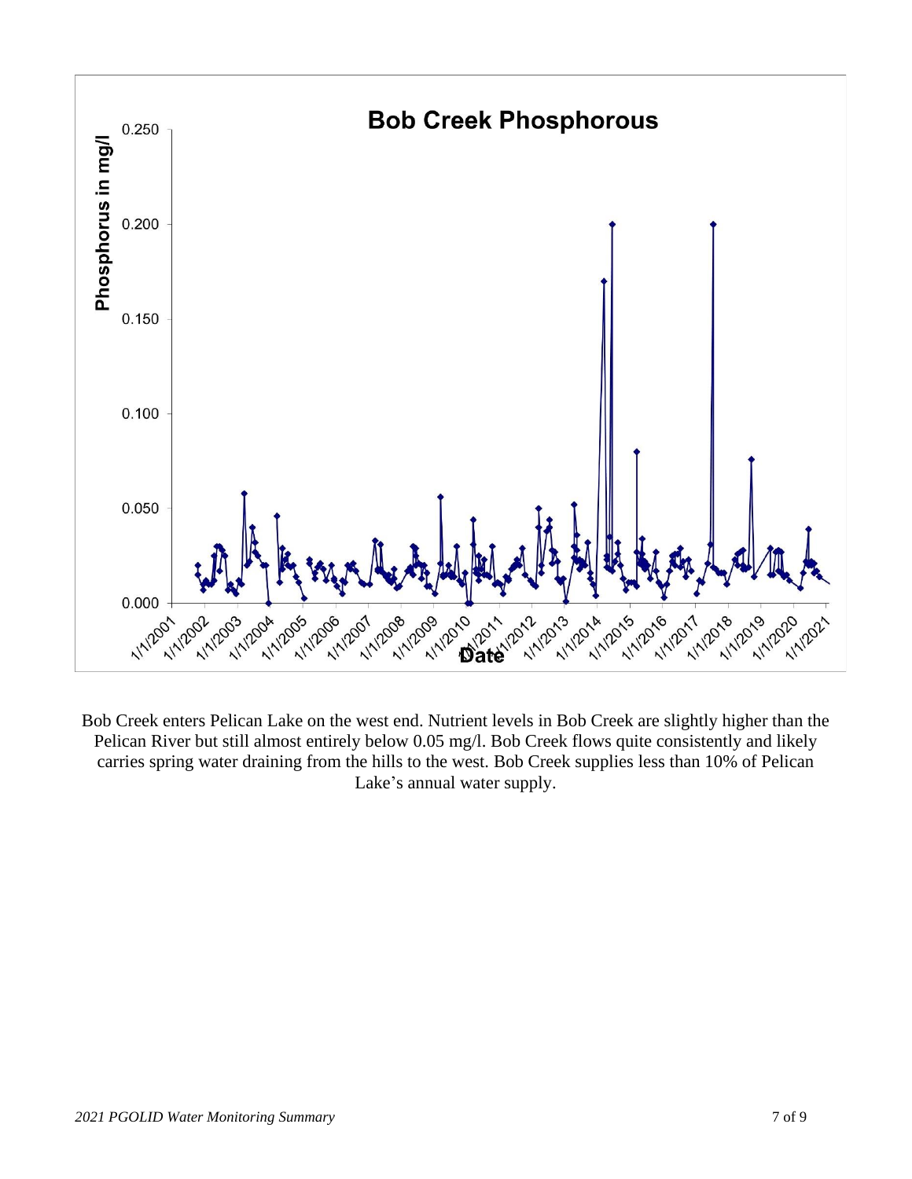Bob Creek enters Pelican Lake on the west end. Nutrient levels in Bob Creek are slightly higher than the Pelican River but still almost entirely below 0.05 mg/l. Bob Creek flows quite consistently and likely carries spring water draining from the hills to the west. Bob Creek supplies less than 10% of Pelican Lake's annual water supply.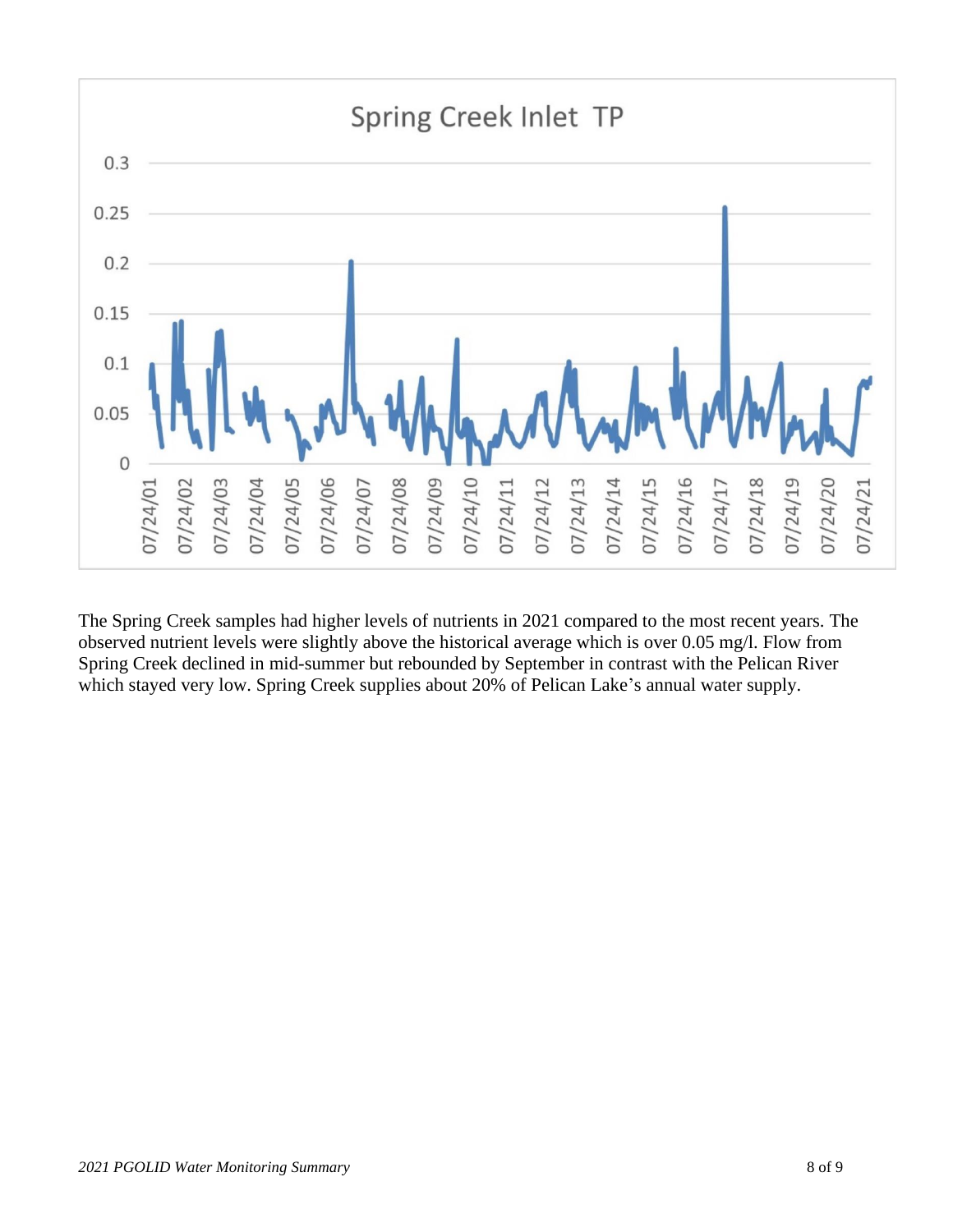The Spring Creek samples had higher levels of nutrients in 2021 compared to the most recent years. The observed nutrient levels were slightly above the historical average which is over 0.05 mg/l. Flow from Spring Creek declined in mid-summer but rebounded by September in contrast with the Pelican River which stayed very low. Spring Creek supplies about 20% of Pelican Lake's annual water supply.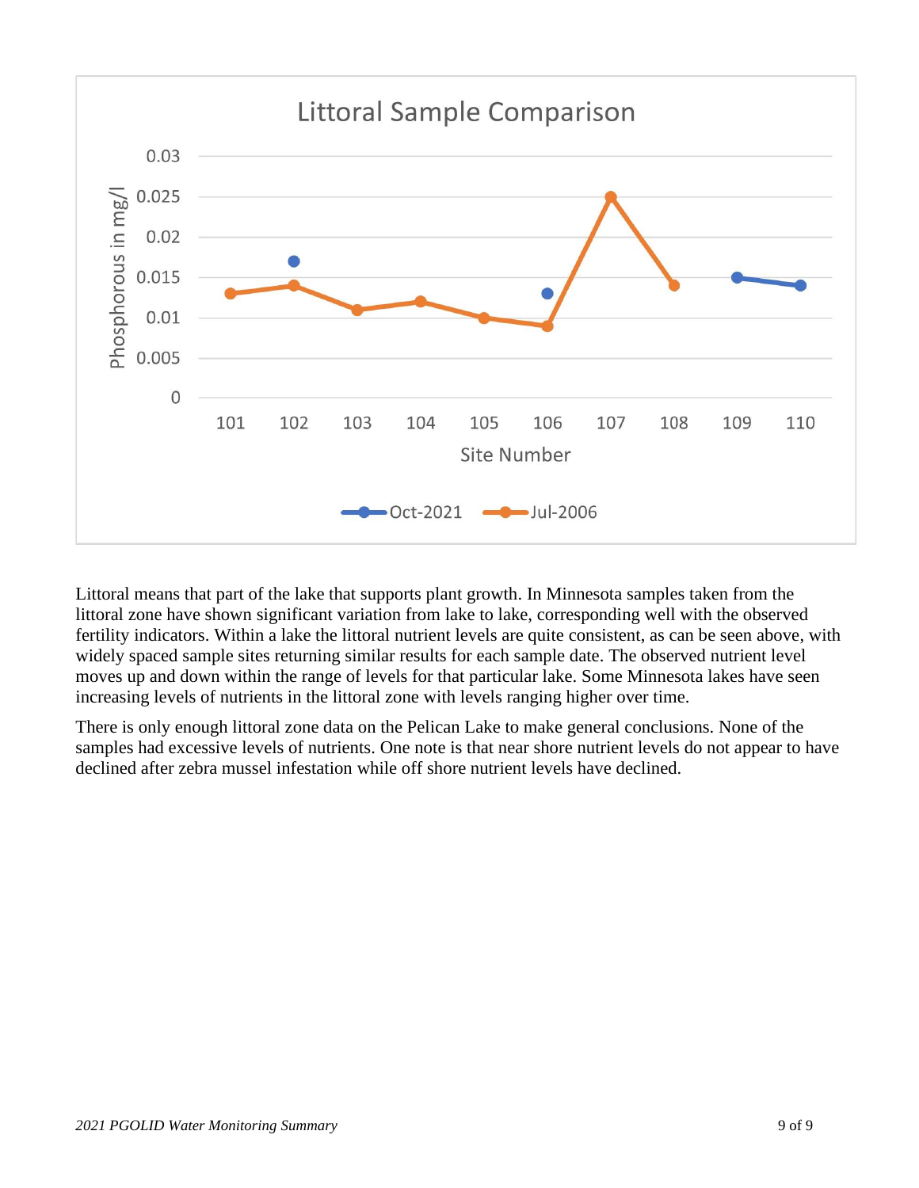Littoral Sample Comparison

Phosphorous in mg/l

0.03
0.025
0.02
0.015
0.01
0.005
0

101 102 103 104 105 106 107 108 109 110

Site Number

Oct-2021 Jul-2006

Littoral means that part of the lake that supports plant growth. In Minnesota samples taken from the littoral zone have shown significant variation from lake to lake, corresponding well with the observed fertility indicators. Within a lake the littoral nutrient levels are quite consistent, as can be seen above, with widely spaced sample sites returning similar results for each sample date. The observed nutrient level moves up and down within the range of levels for that particular lake. Some Minnesota lakes have seen increasing levels of nutrients in the littoral zone with levels ranging higher over time.

There is only enough littoral zone data on the Pelican Lake to make general conclusions. None of the samples had excessive levels of nutrients. One note is that near shore nutrient levels do not appear to have declined after zebra mussel infestation while off shore nutrient levels have declined.